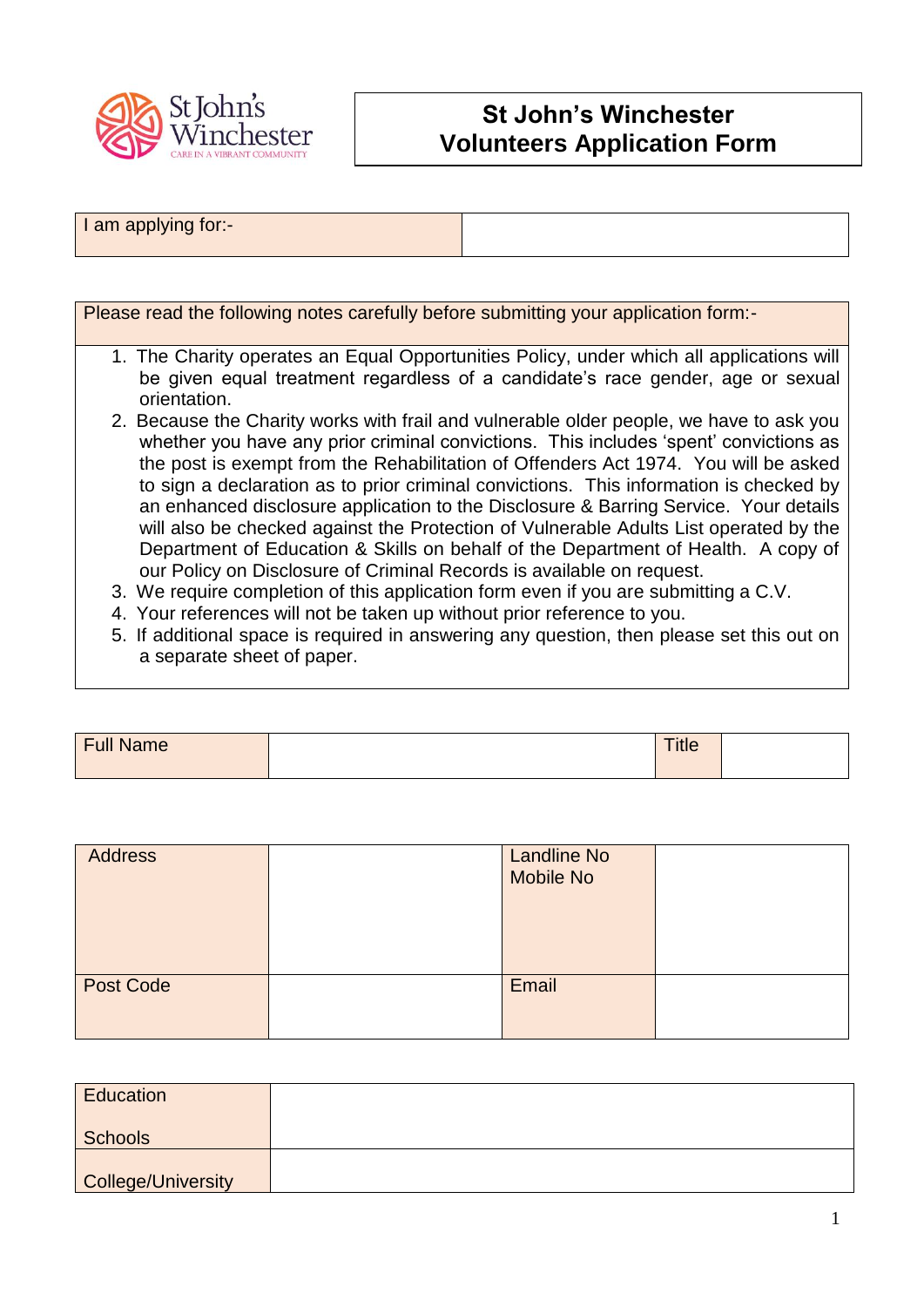St John's Winchester
CARE IN A VIBRANT COMMUNITY

# St John's Winchester
# Volunteers Application Form

| I am applying for:- | |
|---|---|

| Please read the following notes carefully before submitting your application form:- |
|---|
| 1. The Charity operates an Equal Opportunities Policy, under which all applications will be given equal treatment regardless of a candidate's race gender, age or sexual orientation.<br>2. Because the Charity works with frail and vulnerable older people, we have to ask you whether you have any prior criminal convictions. This includes 'spent' convictions as the post is exempt from the Rehabilitation of Offenders Act 1974. You will be asked to sign a declaration as to prior criminal convictions. This information is checked by an enhanced disclosure application to the Disclosure & Barring Service. Your details will also be checked against the Protection of Vulnerable Adults List operated by the Department of Education & Skills on behalf of the Department of Health. A copy of our Policy on Disclosure of Criminal Records is available on request.<br>3. We require completion of this application form even if you are submitting a C.V.<br>4. Your references will not be taken up without prior reference to you.<br>5. If additional space is required in answering any question, then please set this out on a separate sheet of paper. |

| Full Name | | Title | |
|---|---|---|---|

| Address | | Landline No<br>Mobile No | |
|---|---|---|---|
| Post Code | | Email | |

| Education<br><br>Schools | |
|---|---|
| College/University | |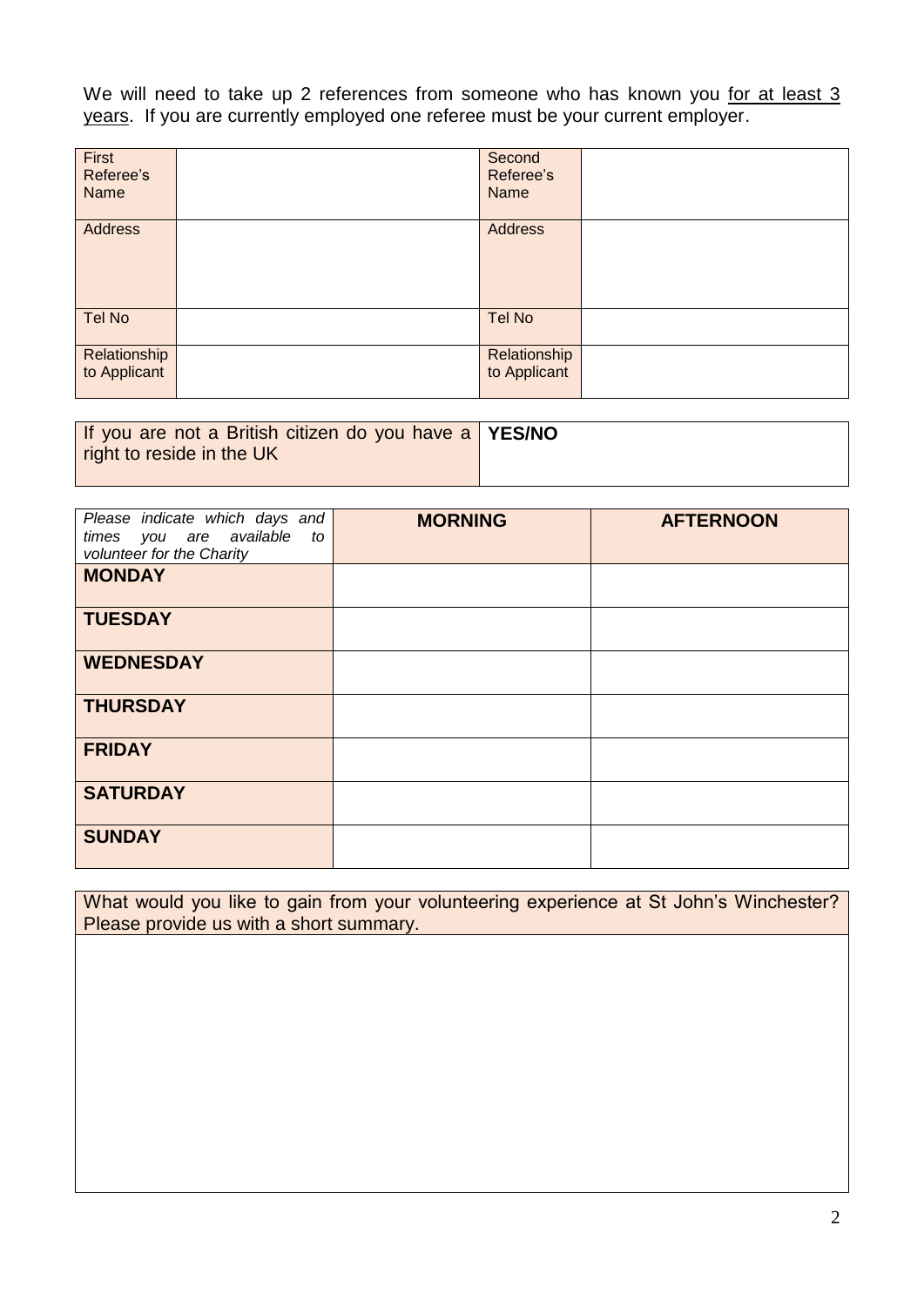We will need to take up 2 references from someone who has known you <u>for at least 3 years</u>. If you are currently employed one referee must be your current employer.

| First Referee's Name | | Second Referee's Name | |
|---|---|---|---|
| Address | | Address | |
| Tel No | | Tel No | |
| Relationship to Applicant | | Relationship to Applicant | |

| If you are not a British citizen do you have a right to reside in the UK | **YES/NO** |
|---|---|

| *Please indicate which days and times you are available to volunteer for the Charity* | **MORNING** | **AFTERNOON** |
|---|---|---|
| **MONDAY** | | |
| **TUESDAY** | | |
| **WEDNESDAY** | | |
| **THURSDAY** | | |
| **FRIDAY** | | |
| **SATURDAY** | | |
| **SUNDAY** | | |

| What would you like to gain from your volunteering experience at St John's Winchester? Please provide us with a short summary. |
|---|
| |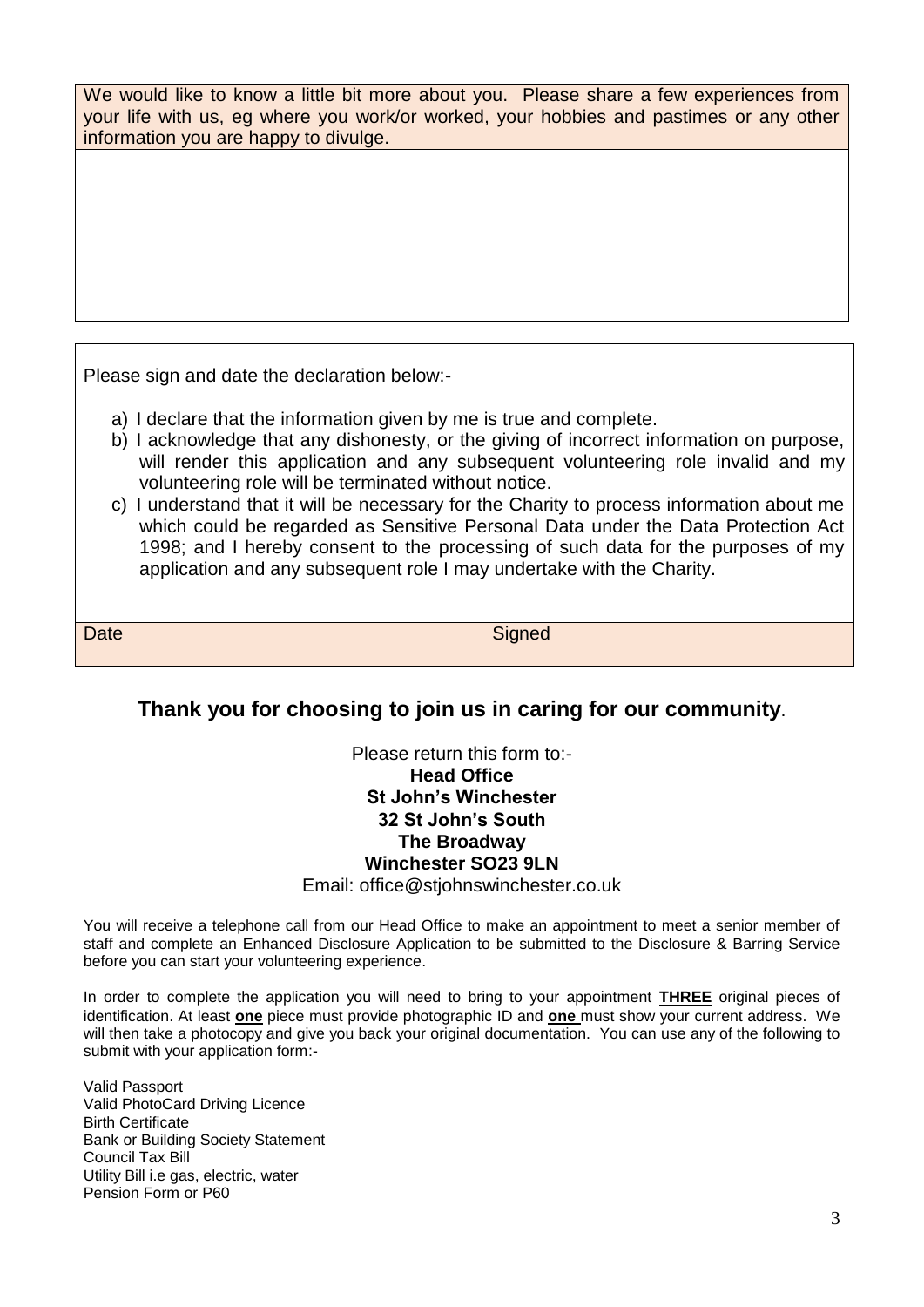We would like to know a little bit more about you. Please share a few experiences from your life with us, eg where you work/or worked, your hobbies and pastimes or any other information you are happy to divulge.

Please sign and date the declaration below:-

a) I declare that the information given by me is true and complete.
b) I acknowledge that any dishonesty, or the giving of incorrect information on purpose, will render this application and any subsequent volunteering role invalid and my volunteering role will be terminated without notice.
c) I understand that it will be necessary for the Charity to process information about me which could be regarded as Sensitive Personal Data under the Data Protection Act 1998; and I hereby consent to the processing of such data for the purposes of my application and any subsequent role I may undertake with the Charity.

| | |
|---|---|
| Date | Signed |

## Thank you for choosing to join us in caring for our community.

Please return this form to:-
**Head Office**
**St John's Winchester**
**32 St John's South**
**The Broadway**
**Winchester SO23 9LN**
Email: office@stjohnswinchester.co.uk

You will receive a telephone call from our Head Office to make an appointment to meet a senior member of staff and complete an Enhanced Disclosure Application to be submitted to the Disclosure & Barring Service before you can start your volunteering experience.

In order to complete the application you will need to bring to your appointment **THREE** original pieces of identification. At least **one** piece must provide photographic ID and **one** must show your current address. We will then take a photocopy and give you back your original documentation. You can use any of the following to submit with your application form:-

Valid Passport
Valid PhotoCard Driving Licence
Birth Certificate
Bank or Building Society Statement
Council Tax Bill
Utility Bill i.e gas, electric, water
Pension Form or P60